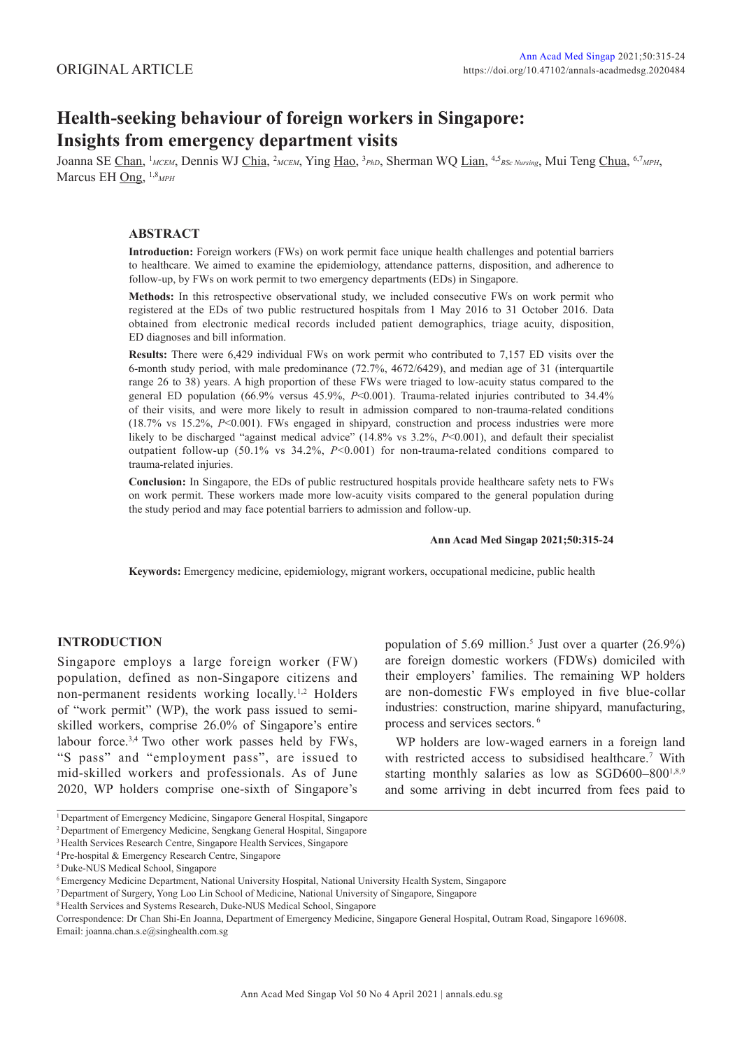ORIGINAL ARTICLE

# Health-seeking behaviour of foreign workers in Singapore: Insights from emergency department visits

Joanna SE Chan, [1]*MCEM*, Dennis WJ Chia, [2]*MCEM*, Ying Hao, [3]*PhD*, Sherman WQ Lian, [4,5]*BSc Nursing*, Mui Teng Chua, [6,7]*MPH*, Marcus EH Ong, [1,8]*MPH*

## ABSTRACT

**Introduction:** Foreign workers (FWs) on work permit face unique health challenges and potential barriers to healthcare. We aimed to examine the epidemiology, attendance patterns, disposition, and adherence to follow-up, by FWs on work permit to two emergency departments (EDs) in Singapore.

**Methods:** In this retrospective observational study, we included consecutive FWs on work permit who registered at the EDs of two public restructured hospitals from 1 May 2016 to 31 October 2016. Data obtained from electronic medical records included patient demographics, triage acuity, disposition, ED diagnoses and bill information.

**Results:** There were 6,429 individual FWs on work permit who contributed to 7,157 ED visits over the 6-month study period, with male predominance (72.7%, 4672/6429), and median age of 31 (interquartile range 26 to 38) years. A high proportion of these FWs were triaged to low-acuity status compared to the general ED population (66.9% versus 45.9%, $P<0.001$). Trauma-related injuries contributed to 34.4% of their visits, and were more likely to result in admission compared to non-trauma-related conditions (18.7% vs 15.2%, $P<0.001$). FWs engaged in shipyard, construction and process industries were more likely to be discharged "against medical advice" (14.8% vs 3.2%, $P<0.001$), and default their specialist outpatient follow-up (50.1% vs 34.2%, $P<0.001$) for non-trauma-related conditions compared to trauma-related injuries.

**Conclusion:** In Singapore, the EDs of public restructured hospitals provide healthcare safety nets to FWs on work permit. These workers made more low-acuity visits compared to the general population during the study period and may face potential barriers to admission and follow-up.

**Keywords:** Emergency medicine, epidemiology, migrant workers, occupational medicine, public health

## INTRODUCTION

Singapore employs a large foreign worker (FW) population, defined as non-Singapore citizens and non-permanent residents working locally.[1,2] Holders of "work permit" (WP), the work pass issued to semi-skilled workers, comprise 26.0% of Singapore's entire labour force.[3,4] Two other work passes held by FWs, "S pass" and "employment pass", are issued to mid-skilled workers and professionals. As of June 2020, WP holders comprise one-sixth of Singapore's population of 5.69 million.[5] Just over a quarter (26.9%) are foreign domestic workers (FDWs) domiciled with their employers' families. The remaining WP holders are non-domestic FWs employed in five blue-collar industries: construction, marine shipyard, manufacturing, process and services sectors.[6]

WP holders are low-waged earners in a foreign land with restricted access to subsidised healthcare.[7] With starting monthly salaries as low as SGD600–800[1,8,9] and some arriving in debt incurred from fees paid to

[1] Department of Emergency Medicine, Singapore General Hospital, Singapore
[2] Department of Emergency Medicine, Sengkang General Hospital, Singapore
[3] Health Services Research Centre, Singapore Health Services, Singapore
[4] Pre-hospital & Emergency Research Centre, Singapore
[5] Duke-NUS Medical School, Singapore
[6] Emergency Medicine Department, National University Hospital, National University Health System, Singapore
[7] Department of Surgery, Yong Loo Lin School of Medicine, National University of Singapore, Singapore
[8] Health Services and Systems Research, Duke-NUS Medical School, Singapore

Correspondence: Dr Chan Shi-En Joanna, Department of Emergency Medicine, Singapore General Hospital, Outram Road, Singapore 169608.
Email: joanna.chan.s.e@singhealth.com.sg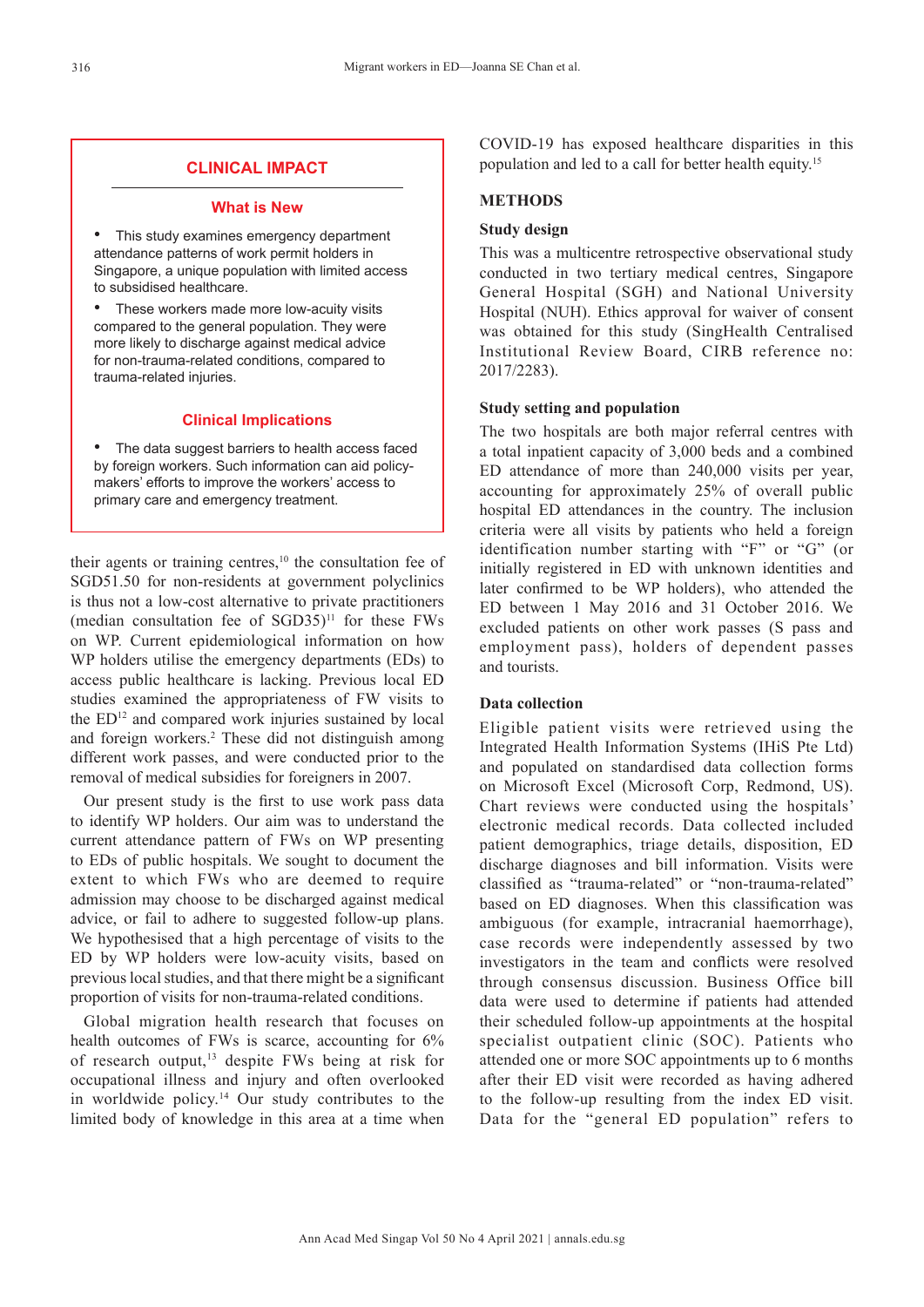## CLINICAL IMPACT

### What is New

- This study examines emergency department attendance patterns of work permit holders in Singapore, a unique population with limited access to subsidised healthcare.
- These workers made more low-acuity visits compared to the general population. They were more likely to discharge against medical advice for non-trauma-related conditions, compared to trauma-related injuries.

### Clinical Implications

- The data suggest barriers to health access faced by foreign workers. Such information can aid policy-makers' efforts to improve the workers' access to primary care and emergency treatment.

their agents or training centres,[10] the consultation fee of SGD51.50 for non-residents at government polyclinics is thus not a low-cost alternative to private practitioners (median consultation fee of SGD35)[11] for these FWs on WP. Current epidemiological information on how WP holders utilise the emergency departments (EDs) to access public healthcare is lacking. Previous local ED studies examined the appropriateness of FW visits to the ED[12] and compared work injuries sustained by local and foreign workers.[2] These did not distinguish among different work passes, and were conducted prior to the removal of medical subsidies for foreigners in 2007.

Our present study is the first to use work pass data to identify WP holders. Our aim was to understand the current attendance pattern of FWs on WP presenting to EDs of public hospitals. We sought to document the extent to which FWs who are deemed to require admission may choose to be discharged against medical advice, or fail to adhere to suggested follow-up plans. We hypothesised that a high percentage of visits to the ED by WP holders were low-acuity visits, based on previous local studies, and that there might be a significant proportion of visits for non-trauma-related conditions.

Global migration health research that focuses on health outcomes of FWs is scarce, accounting for 6% of research output,[13] despite FWs being at risk for occupational illness and injury and often overlooked in worldwide policy.[14] Our study contributes to the limited body of knowledge in this area at a time when COVID-19 has exposed healthcare disparities in this population and led to a call for better health equity.[15]

## METHODS

### Study design

This was a multicentre retrospective observational study conducted in two tertiary medical centres, Singapore General Hospital (SGH) and National University Hospital (NUH). Ethics approval for waiver of consent was obtained for this study (SingHealth Centralised Institutional Review Board, CIRB reference no: 2017/2283).

### Study setting and population

The two hospitals are both major referral centres with a total inpatient capacity of 3,000 beds and a combined ED attendance of more than 240,000 visits per year, accounting for approximately 25% of overall public hospital ED attendances in the country. The inclusion criteria were all visits by patients who held a foreign identification number starting with "F" or "G" (or initially registered in ED with unknown identities and later confirmed to be WP holders), who attended the ED between 1 May 2016 and 31 October 2016. We excluded patients on other work passes (S pass and employment pass), holders of dependent passes and tourists.

### Data collection

Eligible patient visits were retrieved using the Integrated Health Information Systems (IHiS Pte Ltd) and populated on standardised data collection forms on Microsoft Excel (Microsoft Corp, Redmond, US). Chart reviews were conducted using the hospitals' electronic medical records. Data collected included patient demographics, triage details, disposition, ED discharge diagnoses and bill information. Visits were classified as "trauma-related" or "non-trauma-related" based on ED diagnoses. When this classification was ambiguous (for example, intracranial haemorrhage), case records were independently assessed by two investigators in the team and conflicts were resolved through consensus discussion. Business Office bill data were used to determine if patients had attended their scheduled follow-up appointments at the hospital specialist outpatient clinic (SOC). Patients who attended one or more SOC appointments up to 6 months after their ED visit were recorded as having adhered to the follow-up resulting from the index ED visit. Data for the "general ED population" refers to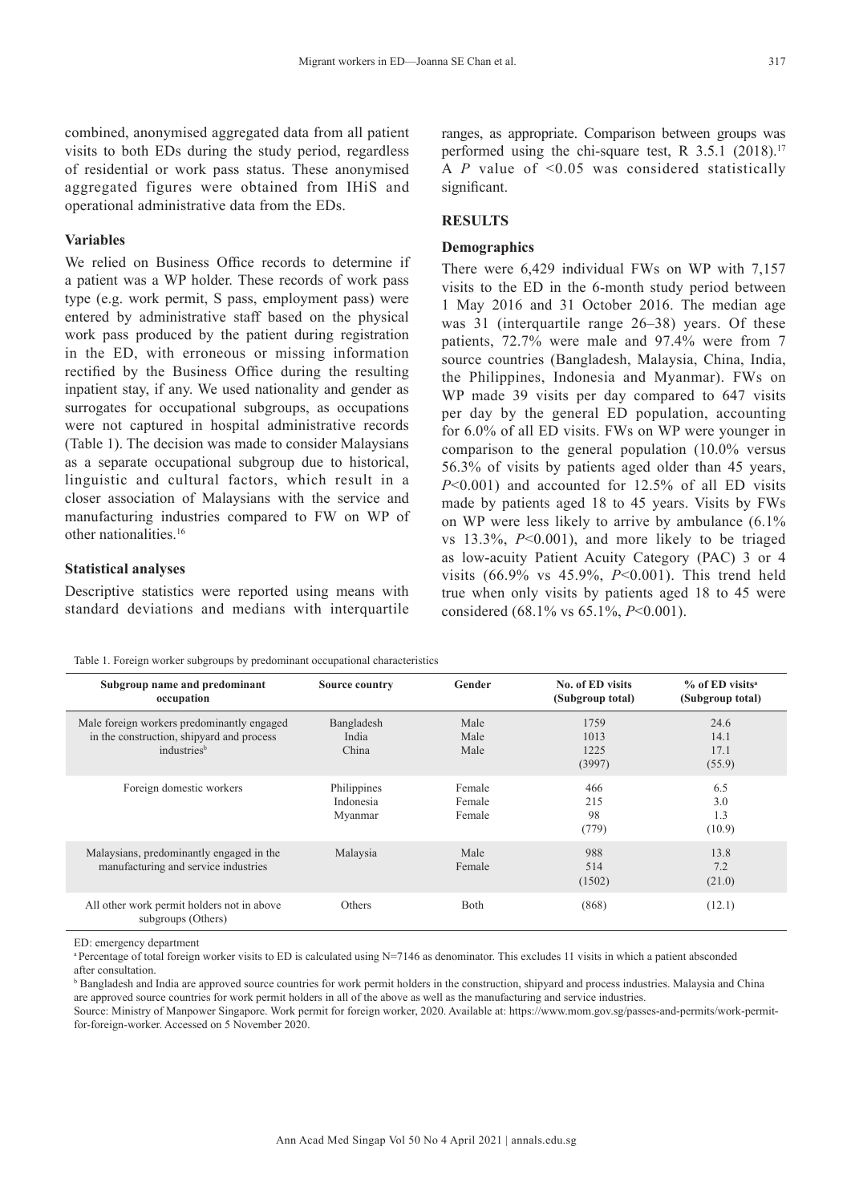combined, anonymised aggregated data from all patient visits to both EDs during the study period, regardless of residential or work pass status. These anonymised aggregated figures were obtained from IHiS and operational administrative data from the EDs.

### Variables

We relied on Business Office records to determine if a patient was a WP holder. These records of work pass type (e.g. work permit, S pass, employment pass) were entered by administrative staff based on the physical work pass produced by the patient during registration in the ED, with erroneous or missing information rectified by the Business Office during the resulting inpatient stay, if any. We used nationality and gender as surrogates for occupational subgroups, as occupations were not captured in hospital administrative records (Table 1). The decision was made to consider Malaysians as a separate occupational subgroup due to historical, linguistic and cultural factors, which result in a closer association of Malaysians with the service and manufacturing industries compared to FW on WP of other nationalities.[16]

### Statistical analyses

Descriptive statistics were reported using means with standard deviations and medians with interquartile ranges, as appropriate. Comparison between groups was performed using the chi-square test, R 3.5.1 (2018).[17] A *P* value of <0.05 was considered statistically significant.

## RESULTS

### Demographics

There were 6,429 individual FWs on WP with 7,157 visits to the ED in the 6-month study period between 1 May 2016 and 31 October 2016. The median age was 31 (interquartile range 26–38) years. Of these patients, 72.7% were male and 97.4% were from 7 source countries (Bangladesh, Malaysia, China, India, the Philippines, Indonesia and Myanmar). FWs on WP made 39 visits per day compared to 647 visits per day by the general ED population, accounting for 6.0% of all ED visits. FWs on WP were younger in comparison to the general population (10.0% versus 56.3% of visits by patients aged older than 45 years, *P*<0.001) and accounted for 12.5% of all ED visits made by patients aged 18 to 45 years. Visits by FWs on WP were less likely to arrive by ambulance (6.1% vs 13.3%, *P*<0.001), and more likely to be triaged as low-acuity Patient Acuity Category (PAC) 3 or 4 visits (66.9% vs 45.9%, *P*<0.001). This trend held true when only visits by patients aged 18 to 45 were considered (68.1% vs 65.1%, *P*<0.001).

Table 1. Foreign worker subgroups by predominant occupational characteristics

| Subgroup name and predominant occupation | Source country | Gender | No. of ED visits (Subgroup total) | % of ED visits[a] (Subgroup total) |
|---|---|---|---|---|
| Male foreign workers predominantly engaged in the construction, shipyard and process industries[b] | Bangladesh<br>India<br>China | Male<br>Male<br>Male | 1759<br>1013<br>1225<br>(3997) | 24.6<br>14.1<br>17.1<br>(55.9) |
| Foreign domestic workers | Philippines<br>Indonesia<br>Myanmar | Female<br>Female<br>Female | 466<br>215<br>98<br>(779) | 6.5<br>3.0<br>1.3<br>(10.9) |
| Malaysians, predominantly engaged in the manufacturing and service industries | Malaysia | Male<br>Female | 988<br>514<br>(1502) | 13.8<br>7.2<br>(21.0) |
| All other work permit holders not in above subgroups (Others) | Others | Both | (868) | (12.1) |

ED: emergency department

[a] Percentage of total foreign worker visits to ED is calculated using N=7146 as denominator. This excludes 11 visits in which a patient absconded after consultation.

[b] Bangladesh and India are approved source countries for work permit holders in the construction, shipyard and process industries. Malaysia and China are approved source countries for work permit holders in all of the above as well as the manufacturing and service industries.

Source: Ministry of Manpower Singapore. Work permit for foreign worker, 2020. Available at: https://www.mom.gov.sg/passes-and-permits/work-permit-for-foreign-worker. Accessed on 5 November 2020.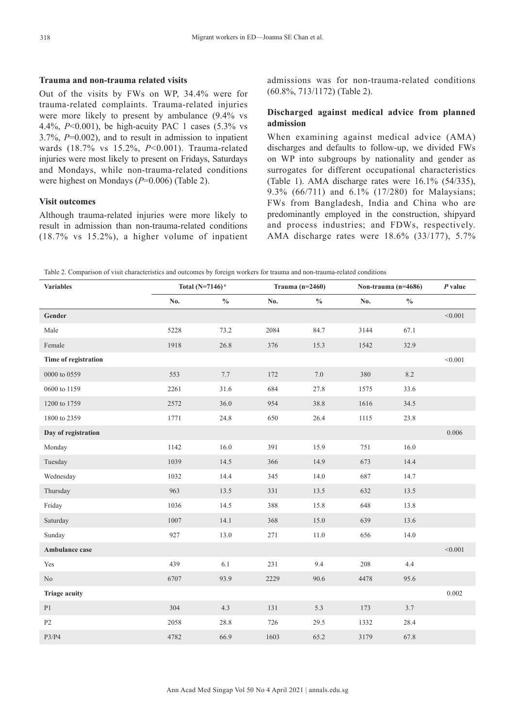### Trauma and non-trauma related visits

Out of the visits by FWs on WP, 34.4% were for trauma-related complaints. Trauma-related injuries were more likely to present by ambulance (9.4% vs 4.4%, *P*<0.001), be high-acuity PAC 1 cases (5.3% vs 3.7%, *P*=0.002), and to result in admission to inpatient wards (18.7% vs 15.2%, *P*<0.001). Trauma-related injuries were most likely to present on Fridays, Saturdays and Mondays, while non-trauma-related conditions were highest on Mondays (*P*=0.006) (Table 2).

### Visit outcomes

Although trauma-related injuries were more likely to result in admission than non-trauma-related conditions (18.7% vs 15.2%), a higher volume of inpatient admissions was for non-trauma-related conditions (60.8%, 713/1172) (Table 2).

### Discharged against medical advice from planned admission

When examining against medical advice (AMA) discharges and defaults to follow-up, we divided FWs on WP into subgroups by nationality and gender as surrogates for different occupational characteristics (Table 1). AMA discharge rates were 16.1% (54/335), 9.3% (66/711) and 6.1% (17/280) for Malaysians; FWs from Bangladesh, India and China who are predominantly employed in the construction, shipyard and process industries; and FDWs, respectively. AMA discharge rates were 18.6% (33/177), 5.7%

Table 2. Comparison of visit characteristics and outcomes by foreign workers for trauma and non-trauma-related conditions

| Variables | Total (N=7146) [a] | | Trauma (n=2460) | | Non-trauma (n=4686) | | *P* value |
|---|---|---|---|---|---|---|---|
| | No. | % | No. | % | No. | % | |
| **Gender** | | | | | | | <0.001 |
| Male | 5228 | 73.2 | 2084 | 84.7 | 3144 | 67.1 | |
| Female | 1918 | 26.8 | 376 | 15.3 | 1542 | 32.9 | |
| **Time of registration** | | | | | | | <0.001 |
| 0000 to 0559 | 553 | 7.7 | 172 | 7.0 | 380 | 8.2 | |
| 0600 to 1159 | 2261 | 31.6 | 684 | 27.8 | 1575 | 33.6 | |
| 1200 to 1759 | 2572 | 36.0 | 954 | 38.8 | 1616 | 34.5 | |
| 1800 to 2359 | 1771 | 24.8 | 650 | 26.4 | 1115 | 23.8 | |
| **Day of registration** | | | | | | | 0.006 |
| Monday | 1142 | 16.0 | 391 | 15.9 | 751 | 16.0 | |
| Tuesday | 1039 | 14.5 | 366 | 14.9 | 673 | 14.4 | |
| Wednesday | 1032 | 14.4 | 345 | 14.0 | 687 | 14.7 | |
| Thursday | 963 | 13.5 | 331 | 13.5 | 632 | 13.5 | |
| Friday | 1036 | 14.5 | 388 | 15.8 | 648 | 13.8 | |
| Saturday | 1007 | 14.1 | 368 | 15.0 | 639 | 13.6 | |
| Sunday | 927 | 13.0 | 271 | 11.0 | 656 | 14.0 | |
| **Ambulance case** | | | | | | | <0.001 |
| Yes | 439 | 6.1 | 231 | 9.4 | 208 | 4.4 | |
| No | 6707 | 93.9 | 2229 | 90.6 | 4478 | 95.6 | |
| **Triage acuity** | | | | | | | 0.002 |
| P1 | 304 | 4.3 | 131 | 5.3 | 173 | 3.7 | |
| P2 | 2058 | 28.8 | 726 | 29.5 | 1332 | 28.4 | |
| P3/P4 | 4782 | 66.9 | 1603 | 65.2 | 3179 | 67.8 | |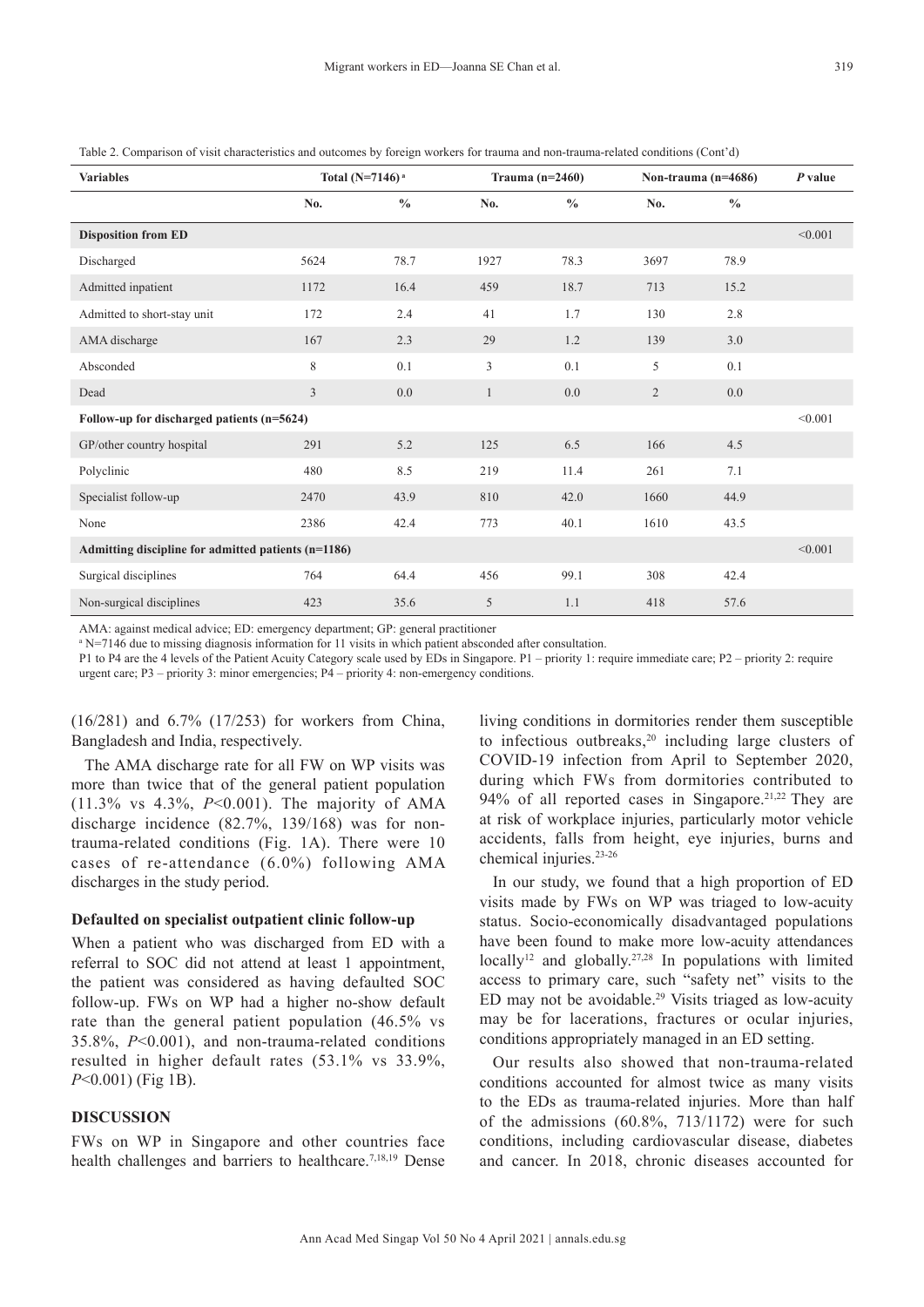Table 2. Comparison of visit characteristics and outcomes by foreign workers for trauma and non-trauma-related conditions (Cont'd)

| Variables | Total (N=7146) [a] | | Trauma (n=2460) | | Non-trauma (n=4686) | | P value |
|---|---|---|---|---|---|---|---|
| | No. | % | No. | % | No. | % | |
| **Disposition from ED** | | | | | | | <0.001 |
| Discharged | 5624 | 78.7 | 1927 | 78.3 | 3697 | 78.9 | |
| Admitted inpatient | 1172 | 16.4 | 459 | 18.7 | 713 | 15.2 | |
| Admitted to short-stay unit | 172 | 2.4 | 41 | 1.7 | 130 | 2.8 | |
| AMA discharge | 167 | 2.3 | 29 | 1.2 | 139 | 3.0 | |
| Absconded | 8 | 0.1 | 3 | 0.1 | 5 | 0.1 | |
| Dead | 3 | 0.0 | 1 | 0.0 | 2 | 0.0 | |
| **Follow-up for discharged patients (n=5624)** | | | | | | | <0.001 |
| GP/other country hospital | 291 | 5.2 | 125 | 6.5 | 166 | 4.5 | |
| Polyclinic | 480 | 8.5 | 219 | 11.4 | 261 | 7.1 | |
| Specialist follow-up | 2470 | 43.9 | 810 | 42.0 | 1660 | 44.9 | |
| None | 2386 | 42.4 | 773 | 40.1 | 1610 | 43.5 | |
| **Admitting discipline for admitted patients (n=1186)** | | | | | | | <0.001 |
| Surgical disciplines | 764 | 64.4 | 456 | 99.1 | 308 | 42.4 | |
| Non-surgical disciplines | 423 | 35.6 | 5 | 1.1 | 418 | 57.6 | |

AMA: against medical advice; ED: emergency department; GP: general practitioner

[a] N=7146 due to missing diagnosis information for 11 visits in which patient absconded after consultation.

P1 to P4 are the 4 levels of the Patient Acuity Category scale used by EDs in Singapore. P1 – priority 1: require immediate care; P2 – priority 2: require urgent care; P3 – priority 3: minor emergencies; P4 – priority 4: non-emergency conditions.

(16/281) and 6.7% (17/253) for workers from China, Bangladesh and India, respectively.

The AMA discharge rate for all FW on WP visits was more than twice that of the general patient population (11.3% vs 4.3%, $P$<0.001). The majority of AMA discharge incidence (82.7%, 139/168) was for non-trauma-related conditions (Fig. 1A). There were 10 cases of re-attendance (6.0%) following AMA discharges in the study period.

### Defaulted on specialist outpatient clinic follow-up

When a patient who was discharged from ED with a referral to SOC did not attend at least 1 appointment, the patient was considered as having defaulted SOC follow-up. FWs on WP had a higher no-show default rate than the general patient population (46.5% vs 35.8%, $P$<0.001), and non-trauma-related conditions resulted in higher default rates (53.1% vs 33.9%, $P$<0.001) (Fig 1B).

## DISCUSSION

FWs on WP in Singapore and other countries face health challenges and barriers to healthcare.[7,18,19] Dense living conditions in dormitories render them susceptible to infectious outbreaks,[20] including large clusters of COVID-19 infection from April to September 2020, during which FWs from dormitories contributed to 94% of all reported cases in Singapore.[21,22] They are at risk of workplace injuries, particularly motor vehicle accidents, falls from height, eye injuries, burns and chemical injuries.[23-26]

In our study, we found that a high proportion of ED visits made by FWs on WP was triaged to low-acuity status. Socio-economically disadvantaged populations have been found to make more low-acuity attendances locally[12] and globally.[27,28] In populations with limited access to primary care, such "safety net" visits to the ED may not be avoidable.[29] Visits triaged as low-acuity may be for lacerations, fractures or ocular injuries, conditions appropriately managed in an ED setting.

Our results also showed that non-trauma-related conditions accounted for almost twice as many visits to the EDs as trauma-related injuries. More than half of the admissions (60.8%, 713/1172) were for such conditions, including cardiovascular disease, diabetes and cancer. In 2018, chronic diseases accounted for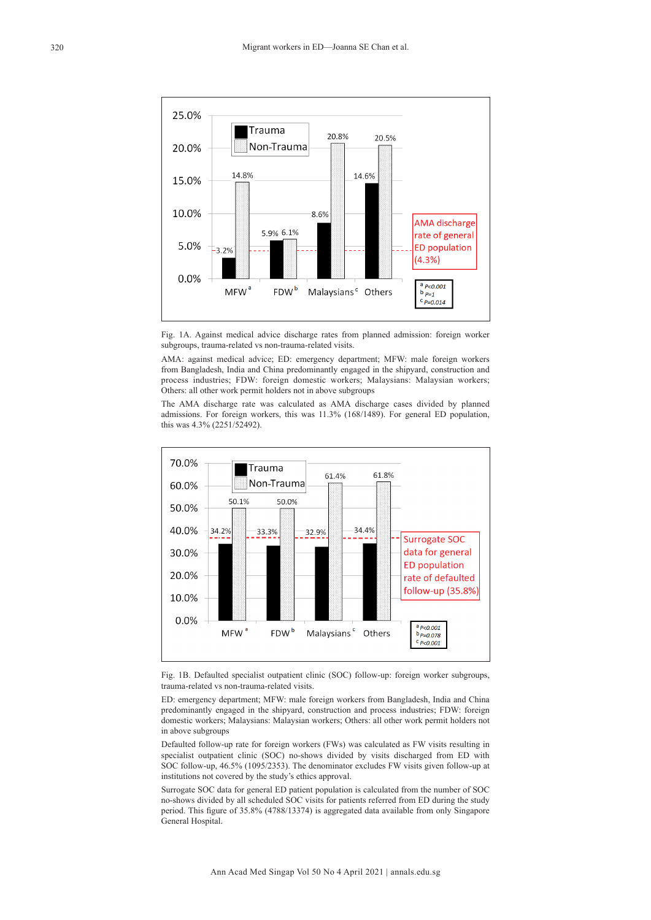Fig. 1A. Against medical advice discharge rates from planned admission: foreign worker subgroups, trauma-related vs non-trauma-related visits.

AMA: against medical advice; ED: emergency department; MFW: male foreign workers from Bangladesh, India and China predominantly engaged in the shipyard, construction and process industries; FDW: foreign domestic workers; Malaysians: Malaysian workers; Others: all other work permit holders not in above subgroups

The AMA discharge rate was calculated as AMA discharge cases divided by planned admissions. For foreign workers, this was 11.3% (168/1489). For general ED population, this was 4.3% (2251/52492).

Fig. 1B. Defaulted specialist outpatient clinic (SOC) follow-up: foreign worker subgroups, trauma-related vs non-trauma-related visits.

ED: emergency department; MFW: male foreign workers from Bangladesh, India and China predominantly engaged in the shipyard, construction and process industries; FDW: foreign domestic workers; Malaysians: Malaysian workers; Others: all other work permit holders not in above subgroups

Defaulted follow-up rate for foreign workers (FWs) was calculated as FW visits resulting in specialist outpatient clinic (SOC) no-shows divided by visits discharged from ED with SOC follow-up, 46.5% (1095/2353). The denominator excludes FW visits given follow-up at institutions not covered by the study's ethics approval.

Surrogate SOC data for general ED patient population is calculated from the number of SOC no-shows divided by all scheduled SOC visits for patients referred from ED during the study period. This figure of 35.8% (4788/13374) is aggregated data available from only Singapore General Hospital.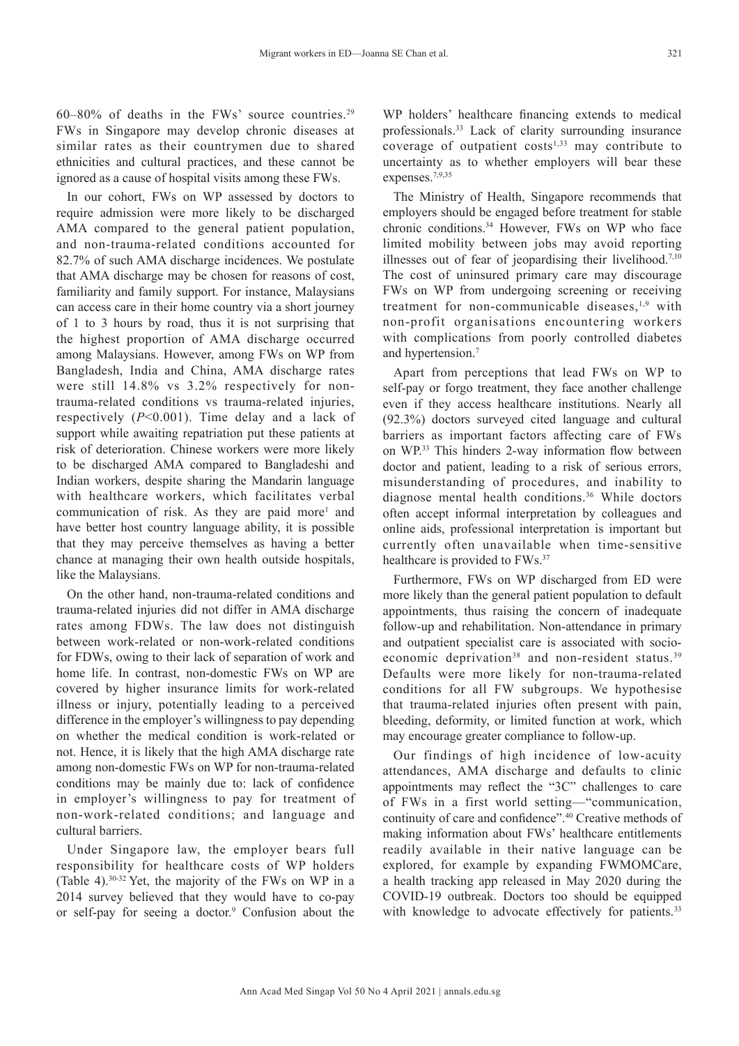60–80% of deaths in the FWs' source countries.[29] FWs in Singapore may develop chronic diseases at similar rates as their countrymen due to shared ethnicities and cultural practices, and these cannot be ignored as a cause of hospital visits among these FWs.

In our cohort, FWs on WP assessed by doctors to require admission were more likely to be discharged AMA compared to the general patient population, and non-trauma-related conditions accounted for 82.7% of such AMA discharge incidences. We postulate that AMA discharge may be chosen for reasons of cost, familiarity and family support. For instance, Malaysians can access care in their home country via a short journey of 1 to 3 hours by road, thus it is not surprising that the highest proportion of AMA discharge occurred among Malaysians. However, among FWs on WP from Bangladesh, India and China, AMA discharge rates were still 14.8% vs 3.2% respectively for non-trauma-related conditions vs trauma-related injuries, respectively ($P$<0.001). Time delay and a lack of support while awaiting repatriation put these patients at risk of deterioration. Chinese workers were more likely to be discharged AMA compared to Bangladeshi and Indian workers, despite sharing the Mandarin language with healthcare workers, which facilitates verbal communication of risk. As they are paid more[1] and have better host country language ability, it is possible that they may perceive themselves as having a better chance at managing their own health outside hospitals, like the Malaysians.

On the other hand, non-trauma-related conditions and trauma-related injuries did not differ in AMA discharge rates among FDWs. The law does not distinguish between work-related or non-work-related conditions for FDWs, owing to their lack of separation of work and home life. In contrast, non-domestic FWs on WP are covered by higher insurance limits for work-related illness or injury, potentially leading to a perceived difference in the employer's willingness to pay depending on whether the medical condition is work-related or not. Hence, it is likely that the high AMA discharge rate among non-domestic FWs on WP for non-trauma-related conditions may be mainly due to: lack of confidence in employer's willingness to pay for treatment of non-work-related conditions; and language and cultural barriers.

Under Singapore law, the employer bears full responsibility for healthcare costs of WP holders (Table 4).[30-32] Yet, the majority of the FWs on WP in a 2014 survey believed that they would have to co-pay or self-pay for seeing a doctor.[9] Confusion about the WP holders' healthcare financing extends to medical professionals.[33] Lack of clarity surrounding insurance coverage of outpatient costs[1,33] may contribute to uncertainty as to whether employers will bear these expenses.[7,9,35]

The Ministry of Health, Singapore recommends that employers should be engaged before treatment for stable chronic conditions.[34] However, FWs on WP who face limited mobility between jobs may avoid reporting illnesses out of fear of jeopardising their livelihood.[7,10] The cost of uninsured primary care may discourage FWs on WP from undergoing screening or receiving treatment for non-communicable diseases,[1,9] with non-profit organisations encountering workers with complications from poorly controlled diabetes and hypertension.[7]

Apart from perceptions that lead FWs on WP to self-pay or forgo treatment, they face another challenge even if they access healthcare institutions. Nearly all (92.3%) doctors surveyed cited language and cultural barriers as important factors affecting care of FWs on WP.[33] This hinders 2-way information flow between doctor and patient, leading to a risk of serious errors, misunderstanding of procedures, and inability to diagnose mental health conditions.[36] While doctors often accept informal interpretation by colleagues and online aids, professional interpretation is important but currently often unavailable when time-sensitive healthcare is provided to FWs.[37]

Furthermore, FWs on WP discharged from ED were more likely than the general patient population to default appointments, thus raising the concern of inadequate follow-up and rehabilitation. Non-attendance in primary and outpatient specialist care is associated with socio-economic deprivation[38] and non-resident status.[39] Defaults were more likely for non-trauma-related conditions for all FW subgroups. We hypothesise that trauma-related injuries often present with pain, bleeding, deformity, or limited function at work, which may encourage greater compliance to follow-up.

Our findings of high incidence of low-acuity attendances, AMA discharge and defaults to clinic appointments may reflect the "3C" challenges to care of FWs in a first world setting—"communication, continuity of care and confidence".[40] Creative methods of making information about FWs' healthcare entitlements readily available in their native language can be explored, for example by expanding FWMOMCare, a health tracking app released in May 2020 during the COVID-19 outbreak. Doctors too should be equipped with knowledge to advocate effectively for patients.[33]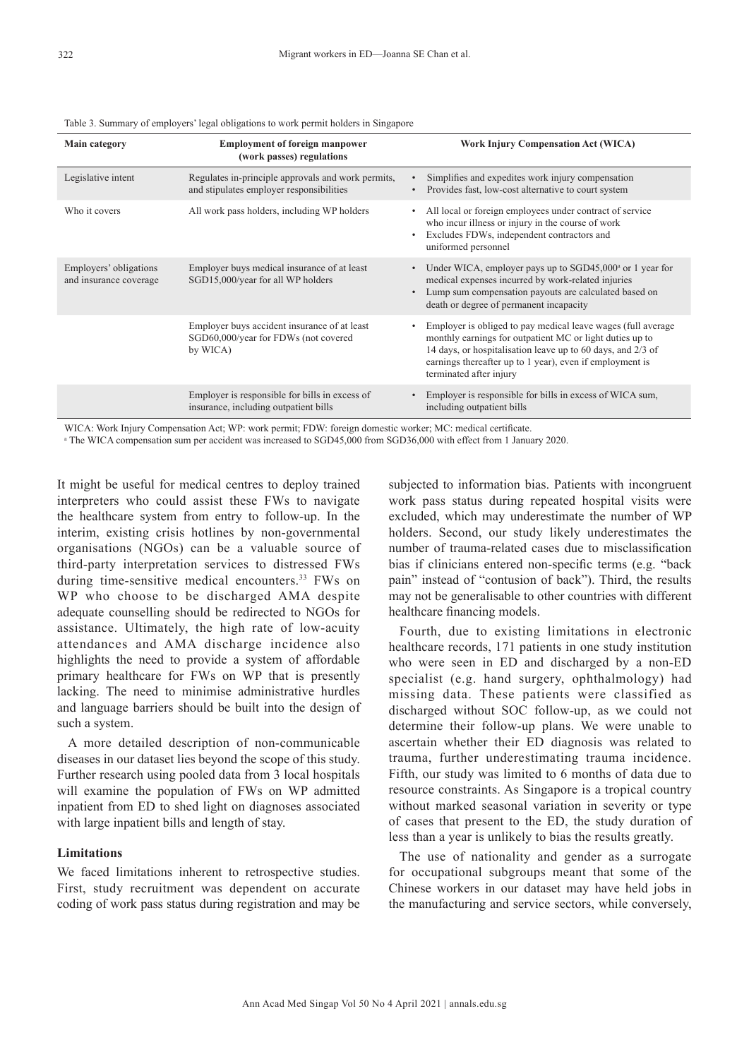Table 3. Summary of employers' legal obligations to work permit holders in Singapore

| Main category | Employment of foreign manpower (work passes) regulations | Work Injury Compensation Act (WICA) |
|---|---|---|
| Legislative intent | Regulates in-principle approvals and work permits, and stipulates employer responsibilities | • Simplifies and expedites work injury compensation<br>• Provides fast, low-cost alternative to court system |
| Who it covers | All work pass holders, including WP holders | • All local or foreign employees under contract of service who incur illness or injury in the course of work<br>• Excludes FDWs, independent contractors and uniformed personnel |
| Employers' obligations and insurance coverage | Employer buys medical insurance of at least SGD15,000/year for all WP holders | • Under WICA, employer pays up to SGD45,000[a] or 1 year for medical expenses incurred by work-related injuries<br>• Lump sum compensation payouts are calculated based on death or degree of permanent incapacity |
| | Employer buys accident insurance of at least SGD60,000/year for FDWs (not covered by WICA) | • Employer is obliged to pay medical leave wages (full average monthly earnings for outpatient MC or light duties up to 14 days, or hospitalisation leave up to 60 days, and 2/3 of earnings thereafter up to 1 year), even if employment is terminated after injury |
| | Employer is responsible for bills in excess of insurance, including outpatient bills | • Employer is responsible for bills in excess of WICA sum, including outpatient bills |

WICA: Work Injury Compensation Act; WP: work permit; FDW: foreign domestic worker; MC: medical certificate.

[a] The WICA compensation sum per accident was increased to SGD45,000 from SGD36,000 with effect from 1 January 2020.

It might be useful for medical centres to deploy trained interpreters who could assist these FWs to navigate the healthcare system from entry to follow-up. In the interim, existing crisis hotlines by non-governmental organisations (NGOs) can be a valuable source of third-party interpretation services to distressed FWs during time-sensitive medical encounters.[33] FWs on WP who choose to be discharged AMA despite adequate counselling should be redirected to NGOs for assistance. Ultimately, the high rate of low-acuity attendances and AMA discharge incidence also highlights the need to provide a system of affordable primary healthcare for FWs on WP that is presently lacking. The need to minimise administrative hurdles and language barriers should be built into the design of such a system.

A more detailed description of non-communicable diseases in our dataset lies beyond the scope of this study. Further research using pooled data from 3 local hospitals will examine the population of FWs on WP admitted inpatient from ED to shed light on diagnoses associated with large inpatient bills and length of stay.

### Limitations

We faced limitations inherent to retrospective studies. First, study recruitment was dependent on accurate coding of work pass status during registration and may be subjected to information bias. Patients with incongruent work pass status during repeated hospital visits were excluded, which may underestimate the number of WP holders. Second, our study likely underestimates the number of trauma-related cases due to misclassification bias if clinicians entered non-specific terms (e.g. "back pain" instead of "contusion of back"). Third, the results may not be generalisable to other countries with different healthcare financing models.

Fourth, due to existing limitations in electronic healthcare records, 171 patients in one study institution who were seen in ED and discharged by a non-ED specialist (e.g. hand surgery, ophthalmology) had missing data. These patients were classified as discharged without SOC follow-up, as we could not determine their follow-up plans. We were unable to ascertain whether their ED diagnosis was related to trauma, further underestimating trauma incidence. Fifth, our study was limited to 6 months of data due to resource constraints. As Singapore is a tropical country without marked seasonal variation in severity or type of cases that present to the ED, the study duration of less than a year is unlikely to bias the results greatly.

The use of nationality and gender as a surrogate for occupational subgroups meant that some of the Chinese workers in our dataset may have held jobs in the manufacturing and service sectors, while conversely,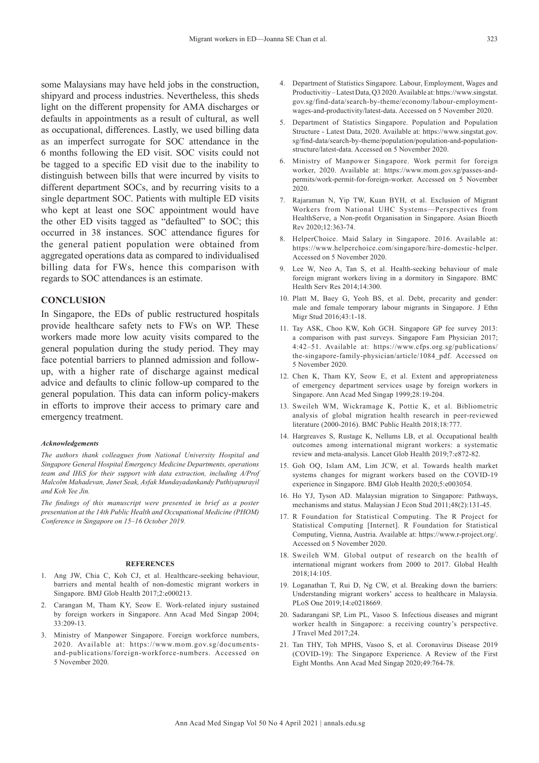some Malaysians may have held jobs in the construction, shipyard and process industries. Nevertheless, this sheds light on the different propensity for AMA discharges or defaults in appointments as a result of cultural, as well as occupational, differences. Lastly, we used billing data as an imperfect surrogate for SOC attendance in the 6 months following the ED visit. SOC visits could not be tagged to a specific ED visit due to the inability to distinguish between bills that were incurred by visits to different department SOCs, and by recurring visits to a single department SOC. Patients with multiple ED visits who kept at least one SOC appointment would have the other ED visits tagged as "defaulted" to SOC; this occurred in 38 instances. SOC attendance figures for the general patient population were obtained from aggregated operations data as compared to individualised billing data for FWs, hence this comparison with regards to SOC attendances is an estimate.

## CONCLUSION

In Singapore, the EDs of public restructured hospitals provide healthcare safety nets to FWs on WP. These workers made more low acuity visits compared to the general population during the study period. They may face potential barriers to planned admission and follow-up, with a higher rate of discharge against medical advice and defaults to clinic follow-up compared to the general population. This data can inform policy-makers in efforts to improve their access to primary care and emergency treatment.

### *Acknowledgements*

*The authors thank colleagues from National University Hospital and Singapore General Hospital Emergency Medicine Departments, operations team and IHiS for their support with data extraction, including A/Prof Malcolm Mahadevan, Janet Seak, Asfak Mundayadankandy Puthiyapurayil and Koh Yee Jin.*

*The findings of this manuscript were presented in brief as a poster presentation at the 14th Public Health and Occupational Medicine (PHOM) Conference in Singapore on 15–16 October 2019.*

### REFERENCES

1. Ang JW, Chia C, Koh CJ, et al. Healthcare-seeking behaviour, barriers and mental health of non-domestic migrant workers in Singapore. BMJ Glob Health 2017;2:e000213.
2. Carangan M, Tham KY, Seow E. Work-related injury sustained by foreign workers in Singapore. Ann Acad Med Singap 2004; 33:209-13.
3. Ministry of Manpower Singapore. Foreign workforce numbers, 2020. Available at: https://www.mom.gov.sg/documents-and-publications/foreign-workforce-numbers. Accessed on 5 November 2020.
4. Department of Statistics Singapore. Labour, Employment, Wages and Productivitiy – Latest Data, Q3 2020. Available at: https://www.singstat.gov.sg/find-data/search-by-theme/economy/labour-employment-wages-and-productivity/latest-data. Accessed on 5 November 2020.
5. Department of Statistics Singapore. Population and Population Structure - Latest Data, 2020. Available at: https://www.singstat.gov.sg/find-data/search-by-theme/population/population-and-population-structure/latest-data. Accessed on 5 November 2020.
6. Ministry of Manpower Singapore. Work permit for foreign worker, 2020. Available at: https://www.mom.gov.sg/passes-and-permits/work-permit-for-foreign-worker. Accessed on 5 November 2020.
7. Rajaraman N, Yip TW, Kuan BYH, et al. Exclusion of Migrant Workers from National UHC Systems—Perspectives from HealthServe, a Non-profit Organisation in Singapore. Asian Bioeth Rev 2020;12:363-74.
8. HelperChoice. Maid Salary in Singapore. 2016. Available at: https://www.helperchoice.com/singapore/hire-domestic-helper. Accessed on 5 November 2020.
9. Lee W, Neo A, Tan S, et al. Health-seeking behaviour of male foreign migrant workers living in a dormitory in Singapore. BMC Health Serv Res 2014;14:300.
10. Platt M, Baey G, Yeoh BS, et al. Debt, precarity and gender: male and female temporary labour migrants in Singapore. J Ethn Migr Stud 2016;43:1-18.
11. Tay ASK, Choo KW, Koh GCH. Singapore GP fee survey 2013: a comparison with past surveys. Singapore Fam Physician 2017; 4:42–51. Available at: https://www.cfps.org.sg/publications/the-singapore-family-physician/article/1084_pdf. Accessed on 5 November 2020.
12. Chen K, Tham KY, Seow E, et al. Extent and appropriateness of emergency department services usage by foreign workers in Singapore. Ann Acad Med Singap 1999;28:19-204.
13. Sweileh WM, Wickramage K, Pottie K, et al. Bibliometric analysis of global migration health research in peer-reviewed literature (2000-2016). BMC Public Health 2018;18:777.
14. Hargreaves S, Rustage K, Nellums LB, et al. Occupational health outcomes among international migrant workers: a systematic review and meta-analysis. Lancet Glob Health 2019;7:e872-82.
15. Goh OQ, Islam AM, Lim JCW, et al. Towards health market systems changes for migrant workers based on the COVID-19 experience in Singapore. BMJ Glob Health 2020;5:e003054.
16. Ho YJ, Tyson AD. Malaysian migration to Singapore: Pathways, mechanisms and status. Malaysian J Econ Stud 2011;48(2):131-45.
17. R Foundation for Statistical Computing. The R Project for Statistical Computing [Internet]. R Foundation for Statistical Computing, Vienna, Austria. Available at: https://www.r-project.org/. Accessed on 5 November 2020.
18. Sweileh WM. Global output of research on the health of international migrant workers from 2000 to 2017. Global Health 2018;14:105.
19. Loganathan T, Rui D, Ng CW, et al. Breaking down the barriers: Understanding migrant workers' access to healthcare in Malaysia. PLoS One 2019;14:e0218669.
20. Sadarangani SP, Lim PL, Vasoo S. Infectious diseases and migrant worker health in Singapore: a receiving country's perspective. J Travel Med 2017;24.
21. Tan THY, Toh MPHS, Vasoo S, et al. Coronavirus Disease 2019 (COVID-19): The Singapore Experience. A Review of the First Eight Months. Ann Acad Med Singap 2020;49:764-78.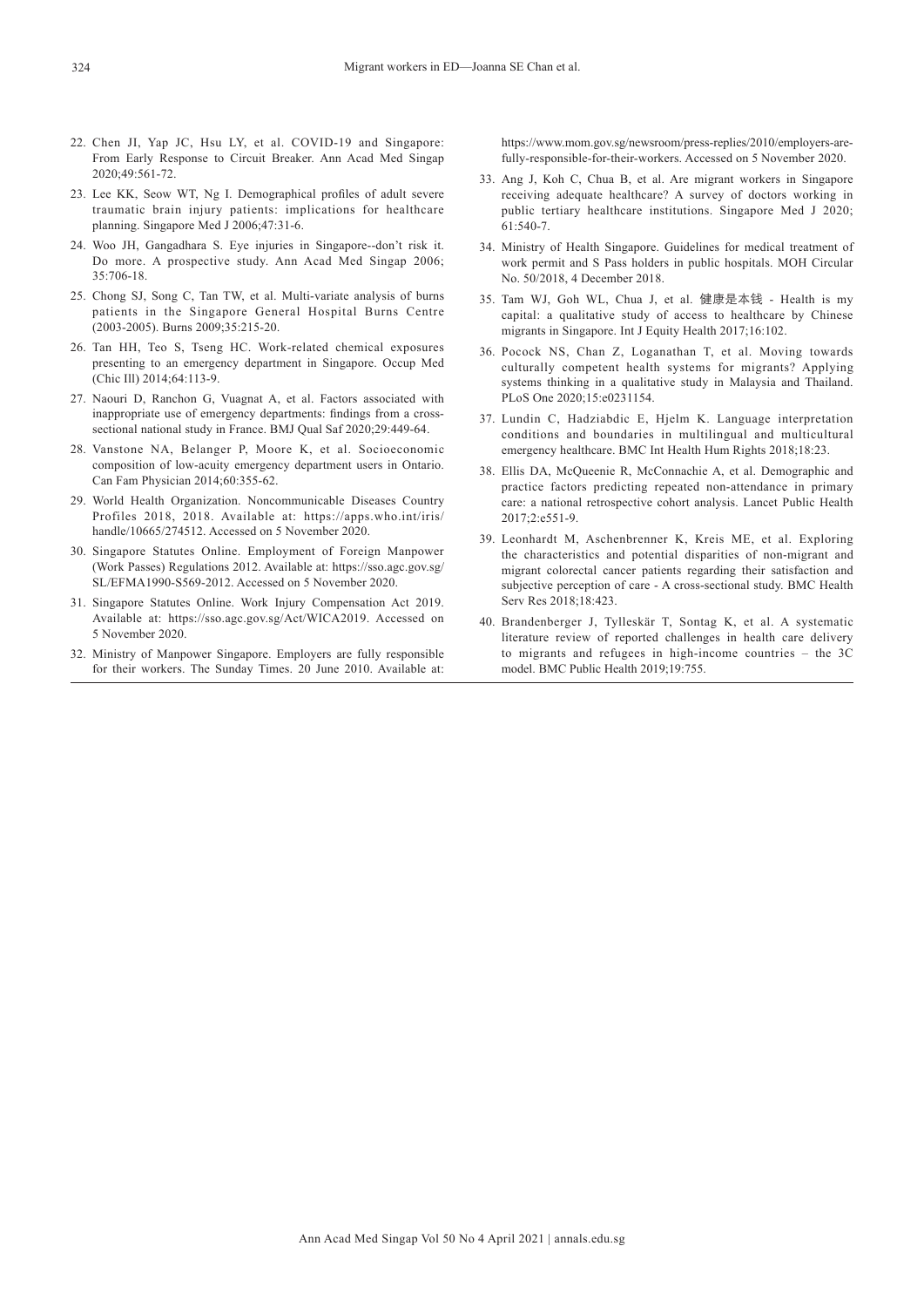22. Chen JI, Yap JC, Hsu LY, et al. COVID-19 and Singapore: From Early Response to Circuit Breaker. Ann Acad Med Singap 2020;49:561-72.
23. Lee KK, Seow WT, Ng I. Demographical profiles of adult severe traumatic brain injury patients: implications for healthcare planning. Singapore Med J 2006;47:31-6.
24. Woo JH, Gangadhara S. Eye injuries in Singapore--don't risk it. Do more. A prospective study. Ann Acad Med Singap 2006; 35:706-18.
25. Chong SJ, Song C, Tan TW, et al. Multi-variate analysis of burns patients in the Singapore General Hospital Burns Centre (2003-2005). Burns 2009;35:215-20.
26. Tan HH, Teo S, Tseng HC. Work-related chemical exposures presenting to an emergency department in Singapore. Occup Med (Chic Ill) 2014;64:113-9.
27. Naouri D, Ranchon G, Vuagnat A, et al. Factors associated with inappropriate use of emergency departments: findings from a cross-sectional national study in France. BMJ Qual Saf 2020;29:449-64.
28. Vanstone NA, Belanger P, Moore K, et al. Socioeconomic composition of low-acuity emergency department users in Ontario. Can Fam Physician 2014;60:355-62.
29. World Health Organization. Noncommunicable Diseases Country Profiles 2018, 2018. Available at: https://apps.who.int/iris/handle/10665/274512. Accessed on 5 November 2020.
30. Singapore Statutes Online. Employment of Foreign Manpower (Work Passes) Regulations 2012. Available at: https://sso.agc.gov.sg/SL/EFMA1990-S569-2012. Accessed on 5 November 2020.
31. Singapore Statutes Online. Work Injury Compensation Act 2019. Available at: https://sso.agc.gov.sg/Act/WICA2019. Accessed on 5 November 2020.
32. Ministry of Manpower Singapore. Employers are fully responsible for their workers. The Sunday Times. 20 June 2010. Available at: https://www.mom.gov.sg/newsroom/press-replies/2010/employers-are-fully-responsible-for-their-workers. Accessed on 5 November 2020.
33. Ang J, Koh C, Chua B, et al. Are migrant workers in Singapore receiving adequate healthcare? A survey of doctors working in public tertiary healthcare institutions. Singapore Med J 2020; 61:540-7.
34. Ministry of Health Singapore. Guidelines for medical treatment of work permit and S Pass holders in public hospitals. MOH Circular No. 50/2018, 4 December 2018.
35. Tam WJ, Goh WL, Chua J, et al. 健康是本钱 - Health is my capital: a qualitative study of access to healthcare by Chinese migrants in Singapore. Int J Equity Health 2017;16:102.
36. Pocock NS, Chan Z, Loganathan T, et al. Moving towards culturally competent health systems for migrants? Applying systems thinking in a qualitative study in Malaysia and Thailand. PLoS One 2020;15:e0231154.
37. Lundin C, Hadziabdic E, Hjelm K. Language interpretation conditions and boundaries in multilingual and multicultural emergency healthcare. BMC Int Health Hum Rights 2018;18:23.
38. Ellis DA, McQueenie R, McConnachie A, et al. Demographic and practice factors predicting repeated non-attendance in primary care: a national retrospective cohort analysis. Lancet Public Health 2017;2:e551-9.
39. Leonhardt M, Aschenbrenner K, Kreis ME, et al. Exploring the characteristics and potential disparities of non-migrant and migrant colorectal cancer patients regarding their satisfaction and subjective perception of care - A cross-sectional study. BMC Health Serv Res 2018;18:423.
40. Brandenberger J, Tylleskär T, Sontag K, et al. A systematic literature review of reported challenges in health care delivery to migrants and refugees in high-income countries – the 3C model. BMC Public Health 2019;19:755.